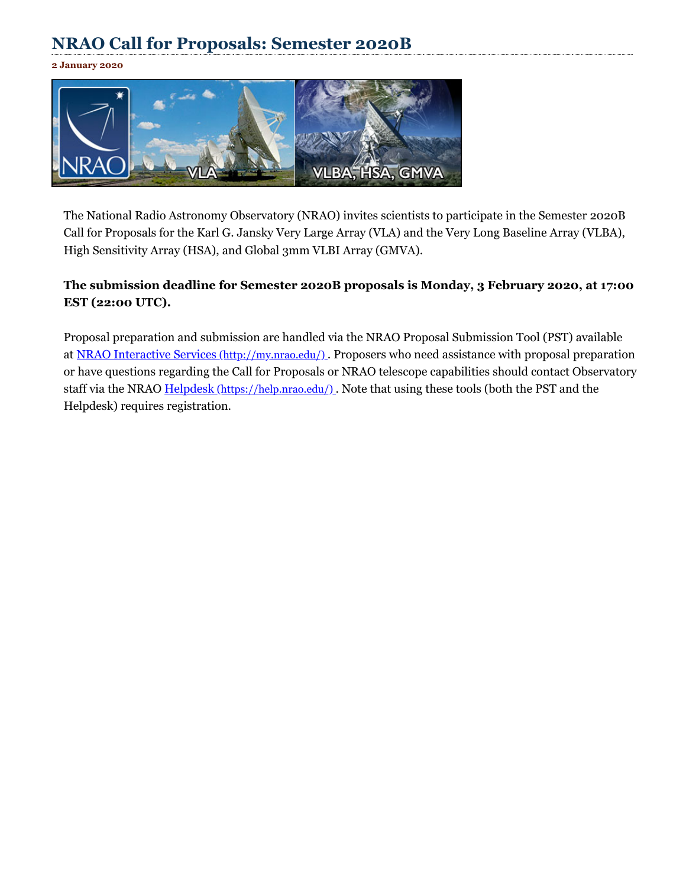# NRAO Call for Proposals: Semester 2020B

**2 January 2020**

The National Radio Astronomy Observatory (NRAO) invites scientists to participate in the Semester 2020B Call for Proposals for the Karl G. Jansky Very Large Array (VLA) and the Very Long Baseline Array (VLBA), High Sensitivity Array (HSA), and Global 3mm VLBI Array (GMVA).

**The submission deadline for Semester 2020B proposals is Monday, 3 February 2020, at 17:00 EST (22:00 UTC).**

Proposal preparation and submission are handled via the NRAO Proposal Submission Tool (PST) available at [NRAO Interactive Services (http://my.nrao.edu/)](http://my.nrao.edu/). Proposers who need assistance with proposal preparation or have questions regarding the Call for Proposals or NRAO telescope capabilities should contact Observatory staff via the NRAO [Helpdesk (https://help.nrao.edu/)](https://help.nrao.edu/). Note that using these tools (both the PST and the Helpdesk) requires registration.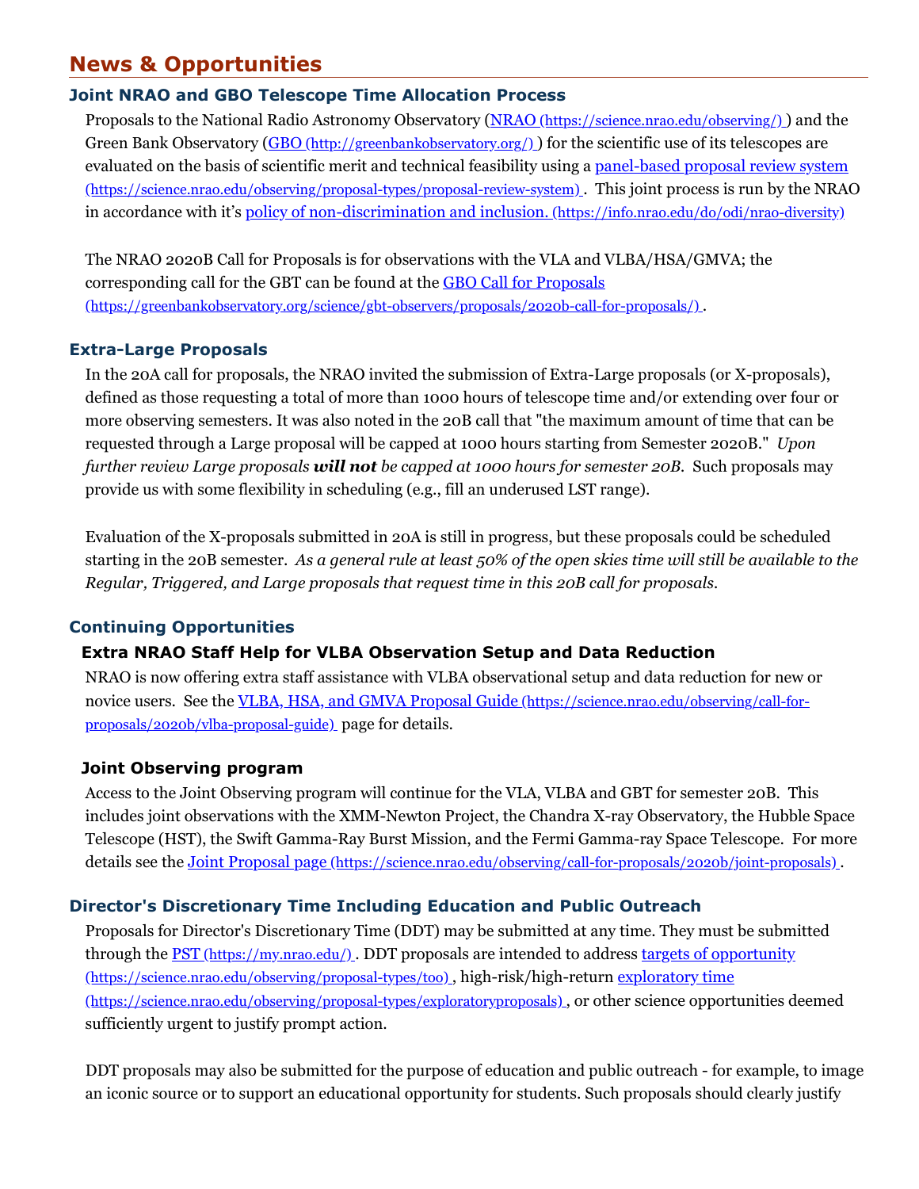## News & Opportunities

### Joint NRAO and GBO Telescope Time Allocation Process

Proposals to the National Radio Astronomy Observatory ([NRAO (https://science.nrao.edu/observing/)](https://science.nrao.edu/observing/)) and the Green Bank Observatory ([GBO (http://greenbankobservatory.org/)](http://greenbankobservatory.org/)) for the scientific use of its telescopes are evaluated on the basis of scientific merit and technical feasibility using a [panel-based proposal review system (https://science.nrao.edu/observing/proposal-types/proposal-review-system)](https://science.nrao.edu/observing/proposal-types/proposal-review-system). This joint process is run by the NRAO in accordance with it's [policy of non-discrimination and inclusion. (https://info.nrao.edu/do/odi/nrao-diversity)](https://info.nrao.edu/do/odi/nrao-diversity)

The NRAO 2020B Call for Proposals is for observations with the VLA and VLBA/HSA/GMVA; the corresponding call for the GBT can be found at the [GBO Call for Proposals (https://greenbankobservatory.org/science/gbt-observers/proposals/2020b-call-for-proposals/)](https://greenbankobservatory.org/science/gbt-observers/proposals/2020b-call-for-proposals/).

### Extra-Large Proposals

In the 20A call for proposals, the NRAO invited the submission of Extra-Large proposals (or X-proposals), defined as those requesting a total of more than 1000 hours of telescope time and/or extending over four or more observing semesters. It was also noted in the 20B call that "the maximum amount of time that can be requested through a Large proposal will be capped at 1000 hours starting from Semester 2020B." *Upon further review Large proposals **will not** be capped at 1000 hours for semester 20B.* Such proposals may provide us with some flexibility in scheduling (e.g., fill an underused LST range).

Evaluation of the X-proposals submitted in 20A is still in progress, but these proposals could be scheduled starting in the 20B semester. *As a general rule at least 50% of the open skies time will still be available to the Regular, Triggered, and Large proposals that request time in this 20B call for proposals.*

### Continuing Opportunities

#### Extra NRAO Staff Help for VLBA Observation Setup and Data Reduction

NRAO is now offering extra staff assistance with VLBA observational setup and data reduction for new or novice users. See the [VLBA, HSA, and GMVA Proposal Guide (https://science.nrao.edu/observing/call-for-proposals/2020b/vlba-proposal-guide)](https://science.nrao.edu/observing/call-for-proposals/2020b/vlba-proposal-guide) page for details.

#### Joint Observing program

Access to the Joint Observing program will continue for the VLA, VLBA and GBT for semester 20B. This includes joint observations with the XMM-Newton Project, the Chandra X-ray Observatory, the Hubble Space Telescope (HST), the Swift Gamma-Ray Burst Mission, and the Fermi Gamma-ray Space Telescope. For more details see the [Joint Proposal page (https://science.nrao.edu/observing/call-for-proposals/2020b/joint-proposals)](https://science.nrao.edu/observing/call-for-proposals/2020b/joint-proposals).

### Director's Discretionary Time Including Education and Public Outreach

Proposals for Director's Discretionary Time (DDT) may be submitted at any time. They must be submitted through the [PST (https://my.nrao.edu/)](https://my.nrao.edu/). DDT proposals are intended to address [targets of opportunity (https://science.nrao.edu/observing/proposal-types/too)](https://science.nrao.edu/observing/proposal-types/too), high-risk/high-return [exploratory time (https://science.nrao.edu/observing/proposal-types/exploratoryproposals)](https://science.nrao.edu/observing/proposal-types/exploratoryproposals), or other science opportunities deemed sufficiently urgent to justify prompt action.

DDT proposals may also be submitted for the purpose of education and public outreach - for example, to image an iconic source or to support an educational opportunity for students. Such proposals should clearly justify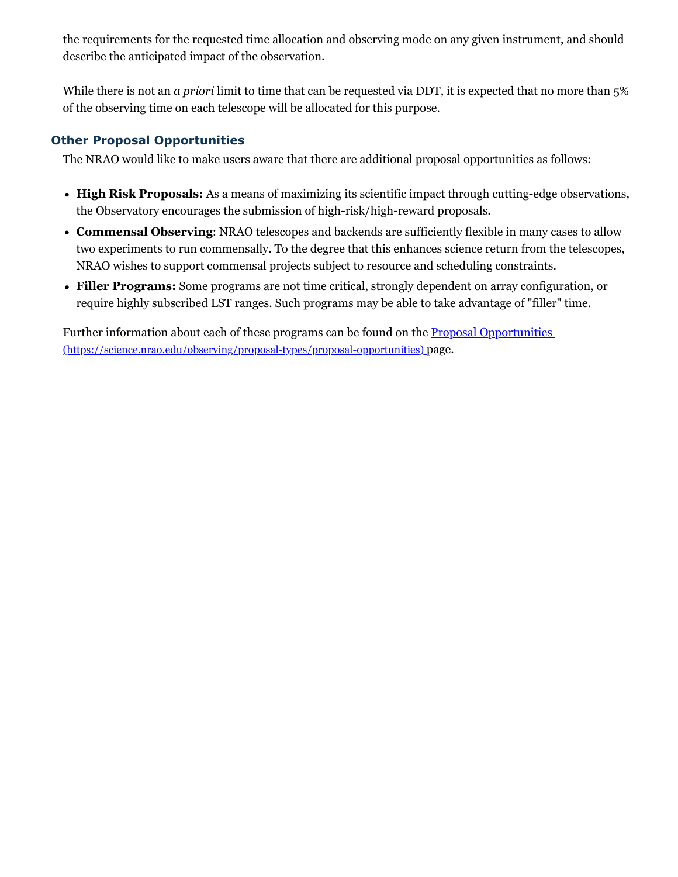the requirements for the requested time allocation and observing mode on any given instrument, and should describe the anticipated impact of the observation.

While there is not an *a priori* limit to time that can be requested via DDT, it is expected that no more than 5% of the observing time on each telescope will be allocated for this purpose.

### Other Proposal Opportunities

The NRAO would like to make users aware that there are additional proposal opportunities as follows:

- **High Risk Proposals:** As a means of maximizing its scientific impact through cutting-edge observations, the Observatory encourages the submission of high-risk/high-reward proposals.
- **Commensal Observing**: NRAO telescopes and backends are sufficiently flexible in many cases to allow two experiments to run commensally. To the degree that this enhances science return from the telescopes, NRAO wishes to support commensal projects subject to resource and scheduling constraints.
- **Filler Programs:** Some programs are not time critical, strongly dependent on array configuration, or require highly subscribed LST ranges. Such programs may be able to take advantage of "filler" time.

Further information about each of these programs can be found on the [Proposal Opportunities (https://science.nrao.edu/observing/proposal-types/proposal-opportunities)](https://science.nrao.edu/observing/proposal-types/proposal-opportunities) page.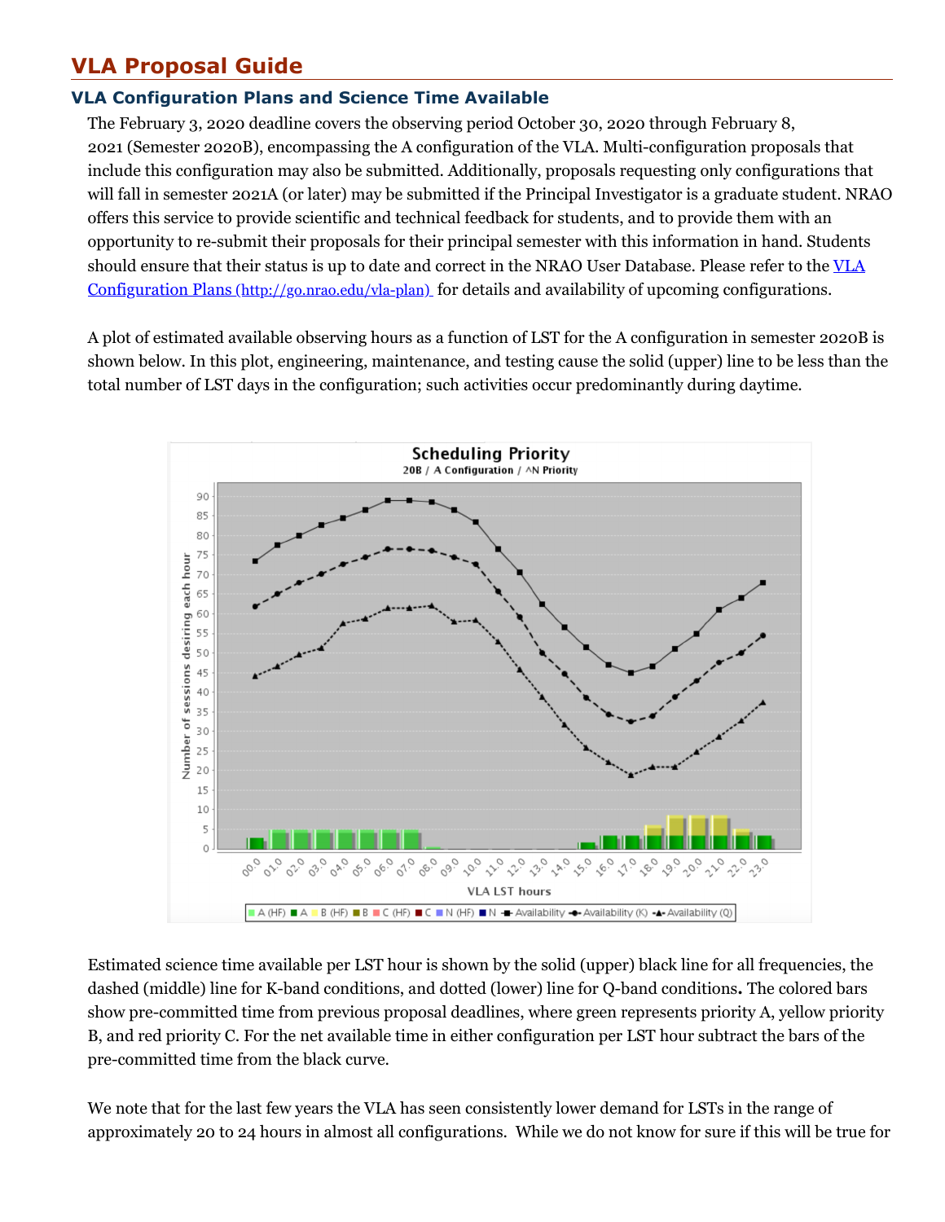## VLA Proposal Guide

### VLA Configuration Plans and Science Time Available

The February 3, 2020 deadline covers the observing period October 30, 2020 through February 8, 2021 (Semester 2020B), encompassing the A configuration of the VLA. Multi-configuration proposals that include this configuration may also be submitted. Additionally, proposals requesting only configurations that will fall in semester 2021A (or later) may be submitted if the Principal Investigator is a graduate student. NRAO offers this service to provide scientific and technical feedback for students, and to provide them with an opportunity to re-submit their proposals for their principal semester with this information in hand. Students should ensure that their status is up to date and correct in the NRAO User Database. Please refer to the [VLA Configuration Plans (http://go.nrao.edu/vla-plan)](http://go.nrao.edu/vla-plan) for details and availability of upcoming configurations.

A plot of estimated available observing hours as a function of LST for the A configuration in semester 2020B is shown below. In this plot, engineering, maintenance, and testing cause the solid (upper) line to be less than the total number of LST days in the configuration; such activities occur predominantly during daytime.

Estimated science time available per LST hour is shown by the solid (upper) black line for all frequencies, the dashed (middle) line for K-band conditions, and dotted (lower) line for Q-band conditions**.** The colored bars show pre-committed time from previous proposal deadlines, where green represents priority A, yellow priority B, and red priority C. For the net available time in either configuration per LST hour subtract the bars of the pre-committed time from the black curve.

We note that for the last few years the VLA has seen consistently lower demand for LSTs in the range of approximately 20 to 24 hours in almost all configurations. While we do not know for sure if this will be true for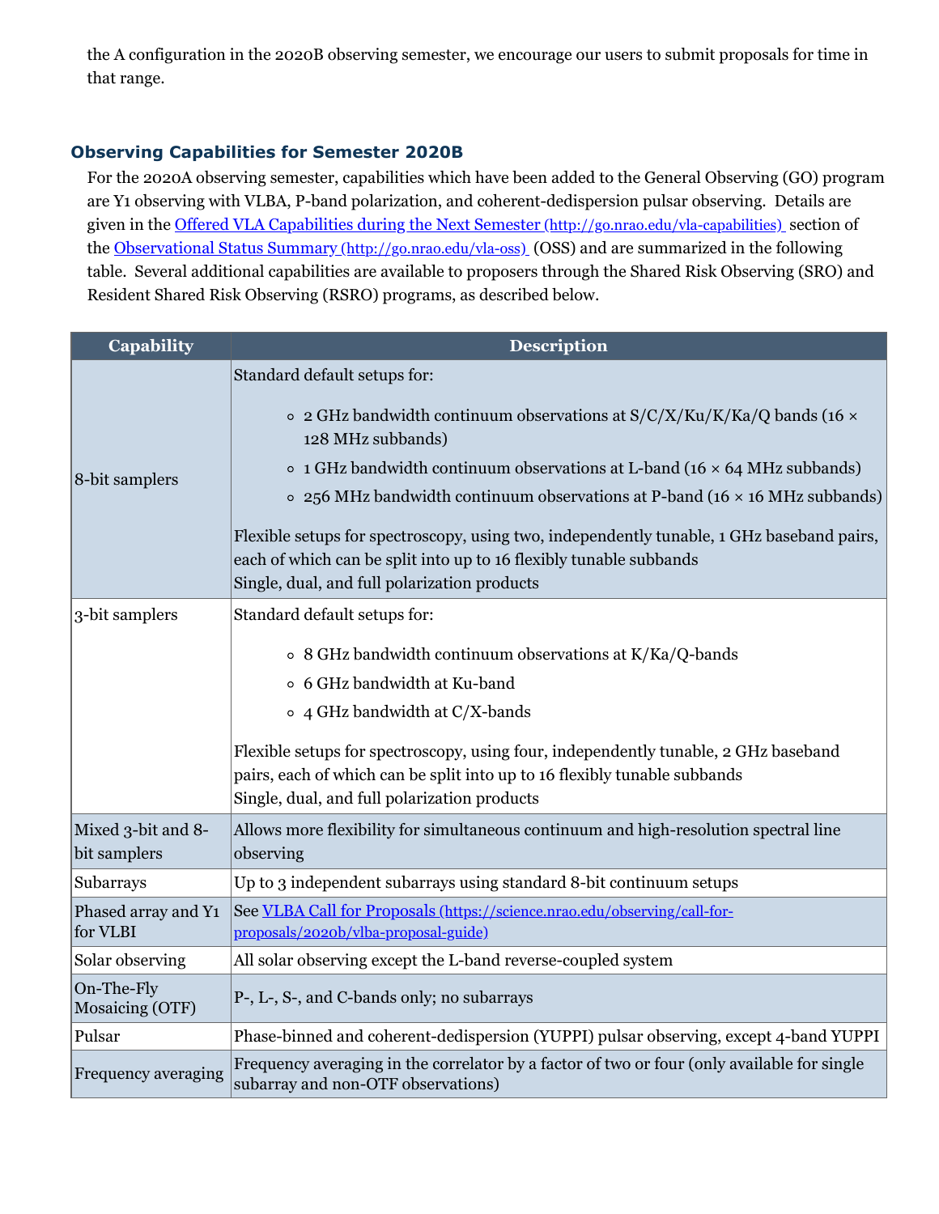the A configuration in the 2020B observing semester, we encourage our users to submit proposals for time in that range.

### Observing Capabilities for Semester 2020B

For the 2020A observing semester, capabilities which have been added to the General Observing (GO) program are Y1 observing with VLBA, P-band polarization, and coherent-dedispersion pulsar observing. Details are given in the [Offered VLA Capabilities during the Next Semester (http://go.nrao.edu/vla-capabilities)](http://go.nrao.edu/vla-capabilities) section of the [Observational Status Summary (http://go.nrao.edu/vla-oss)](http://go.nrao.edu/vla-oss) (OSS) and are summarized in the following table. Several additional capabilities are available to proposers through the Shared Risk Observing (SRO) and Resident Shared Risk Observing (RSRO) programs, as described below.

| Capability | Description |
|---|---|
| 8-bit samplers | Standard default setups for:<br>◦ 2 GHz bandwidth continuum observations at S/C/X/Ku/K/Ka/Q bands (16 × 128 MHz subbands)<br>◦ 1 GHz bandwidth continuum observations at L-band (16 × 64 MHz subbands)<br>◦ 256 MHz bandwidth continuum observations at P-band (16 × 16 MHz subbands)<br>Flexible setups for spectroscopy, using two, independently tunable, 1 GHz baseband pairs, each of which can be split into up to 16 flexibly tunable subbands<br>Single, dual, and full polarization products |
| 3-bit samplers | Standard default setups for:<br>◦ 8 GHz bandwidth continuum observations at K/Ka/Q-bands<br>◦ 6 GHz bandwidth at Ku-band<br>◦ 4 GHz bandwidth at C/X-bands<br>Flexible setups for spectroscopy, using four, independently tunable, 2 GHz baseband pairs, each of which can be split into up to 16 flexibly tunable subbands<br>Single, dual, and full polarization products |
| Mixed 3-bit and 8-bit samplers | Allows more flexibility for simultaneous continuum and high-resolution spectral line observing |
| Subarrays | Up to 3 independent subarrays using standard 8-bit continuum setups |
| Phased array and Y1 for VLBI | See [VLBA Call for Proposals (https://science.nrao.edu/observing/call-for-proposals/2020b/vlba-proposal-guide)](https://science.nrao.edu/observing/call-for-proposals/2020b/vlba-proposal-guide) |
| Solar observing | All solar observing except the L-band reverse-coupled system |
| On-The-Fly Mosaicing (OTF) | P-, L-, S-, and C-bands only; no subarrays |
| Pulsar | Phase-binned and coherent-dedispersion (YUPPI) pulsar observing, except 4-band YUPPI |
| Frequency averaging | Frequency averaging in the correlator by a factor of two or four (only available for single subarray and non-OTF observations) |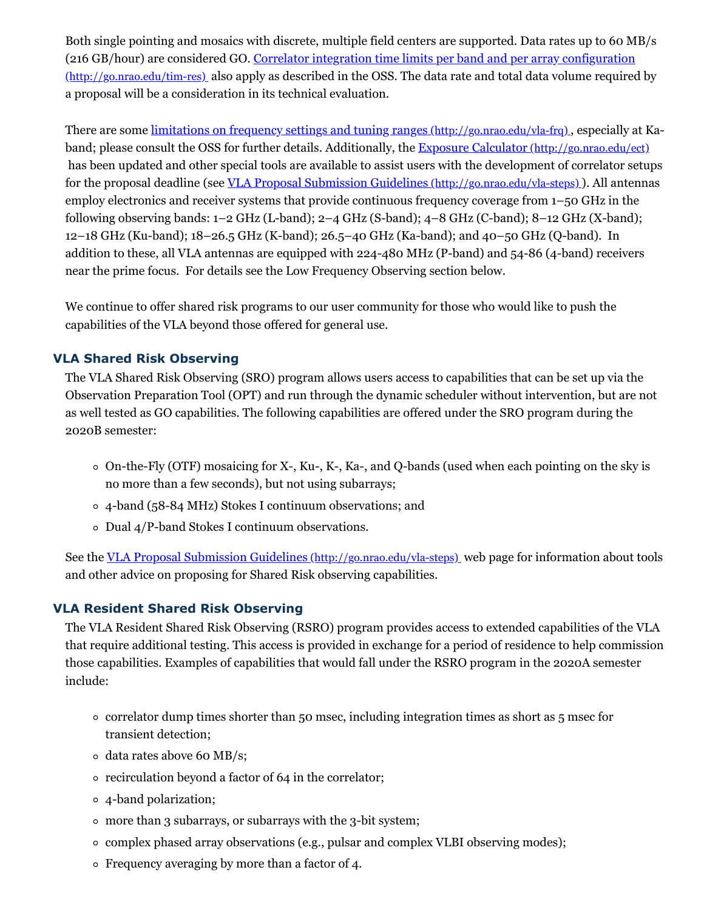Both single pointing and mosaics with discrete, multiple field centers are supported. Data rates up to 60 MB/s (216 GB/hour) are considered GO. [Correlator integration time limits per band and per array configuration (http://go.nrao.edu/tim-res)](http://go.nrao.edu/tim-res) also apply as described in the OSS. The data rate and total data volume required by a proposal will be a consideration in its technical evaluation.

There are some [limitations on frequency settings and tuning ranges (http://go.nrao.edu/vla-frq)](http://go.nrao.edu/vla-frq), especially at Ka-band; please consult the OSS for further details. Additionally, the [Exposure Calculator (http://go.nrao.edu/ect)](http://go.nrao.edu/ect) has been updated and other special tools are available to assist users with the development of correlator setups for the proposal deadline (see [VLA Proposal Submission Guidelines (http://go.nrao.edu/vla-steps)](http://go.nrao.edu/vla-steps)). All antennas employ electronics and receiver systems that provide continuous frequency coverage from 1–50 GHz in the following observing bands: 1–2 GHz (L-band); 2–4 GHz (S-band); 4–8 GHz (C-band); 8–12 GHz (X-band); 12–18 GHz (Ku-band); 18–26.5 GHz (K-band); 26.5–40 GHz (Ka-band); and 40–50 GHz (Q-band). In addition to these, all VLA antennas are equipped with 224-480 MHz (P-band) and 54-86 (4-band) receivers near the prime focus. For details see the Low Frequency Observing section below.

We continue to offer shared risk programs to our user community for those who would like to push the capabilities of the VLA beyond those offered for general use.

### VLA Shared Risk Observing

The VLA Shared Risk Observing (SRO) program allows users access to capabilities that can be set up via the Observation Preparation Tool (OPT) and run through the dynamic scheduler without intervention, but are not as well tested as GO capabilities. The following capabilities are offered under the SRO program during the 2020B semester:

- On-the-Fly (OTF) mosaicing for X-, Ku-, K-, Ka-, and Q-bands (used when each pointing on the sky is no more than a few seconds), but not using subarrays;
- 4-band (58-84 MHz) Stokes I continuum observations; and
- Dual 4/P-band Stokes I continuum observations.

See the [VLA Proposal Submission Guidelines (http://go.nrao.edu/vla-steps)](http://go.nrao.edu/vla-steps) web page for information about tools and other advice on proposing for Shared Risk observing capabilities.

### VLA Resident Shared Risk Observing

The VLA Resident Shared Risk Observing (RSRO) program provides access to extended capabilities of the VLA that require additional testing. This access is provided in exchange for a period of residence to help commission those capabilities. Examples of capabilities that would fall under the RSRO program in the 2020A semester include:

- correlator dump times shorter than 50 msec, including integration times as short as 5 msec for transient detection;
- data rates above 60 MB/s;
- recirculation beyond a factor of 64 in the correlator;
- 4-band polarization;
- more than 3 subarrays, or subarrays with the 3-bit system;
- complex phased array observations (e.g., pulsar and complex VLBI observing modes);
- Frequency averaging by more than a factor of 4.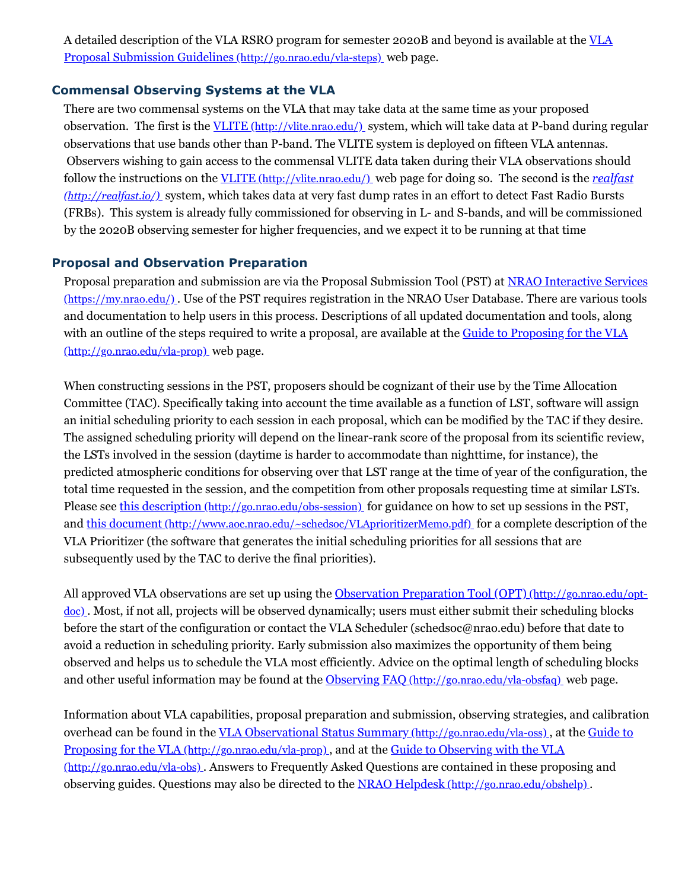A detailed description of the VLA RSRO program for semester 2020B and beyond is available at the [VLA Proposal Submission Guidelines (http://go.nrao.edu/vla-steps)](http://go.nrao.edu/vla-steps) web page.

### Commensal Observing Systems at the VLA

There are two commensal systems on the VLA that may take data at the same time as your proposed observation. The first is the [VLITE (http://vlite.nrao.edu/)](http://vlite.nrao.edu/) system, which will take data at P-band during regular observations that use bands other than P-band. The VLITE system is deployed on fifteen VLA antennas. Observers wishing to gain access to the commensal VLITE data taken during their VLA observations should follow the instructions on the [VLITE (http://vlite.nrao.edu/)](http://vlite.nrao.edu/) web page for doing so. The second is the [*realfast* *(http://realfast.io/)*](http://realfast.io/) system, which takes data at very fast dump rates in an effort to detect Fast Radio Bursts (FRBs). This system is already fully commissioned for observing in L- and S-bands, and will be commissioned by the 2020B observing semester for higher frequencies, and we expect it to be running at that time

### Proposal and Observation Preparation

Proposal preparation and submission are via the Proposal Submission Tool (PST) at [NRAO Interactive Services (https://my.nrao.edu/)](https://my.nrao.edu/). Use of the PST requires registration in the NRAO User Database. There are various tools and documentation to help users in this process. Descriptions of all updated documentation and tools, along with an outline of the steps required to write a proposal, are available at the [Guide to Proposing for the VLA (http://go.nrao.edu/vla-prop)](http://go.nrao.edu/vla-prop) web page.

When constructing sessions in the PST, proposers should be cognizant of their use by the Time Allocation Committee (TAC). Specifically taking into account the time available as a function of LST, software will assign an initial scheduling priority to each session in each proposal, which can be modified by the TAC if they desire. The assigned scheduling priority will depend on the linear-rank score of the proposal from its scientific review, the LSTs involved in the session (daytime is harder to accommodate than nighttime, for instance), the predicted atmospheric conditions for observing over that LST range at the time of year of the configuration, the total time requested in the session, and the competition from other proposals requesting time at similar LSTs. Please see [this description (http://go.nrao.edu/obs-session)](http://go.nrao.edu/obs-session) for guidance on how to set up sessions in the PST, and [this document (http://www.aoc.nrao.edu/~schedsoc/VLAprioritizerMemo.pdf)](http://www.aoc.nrao.edu/~schedsoc/VLAprioritizerMemo.pdf) for a complete description of the VLA Prioritizer (the software that generates the initial scheduling priorities for all sessions that are subsequently used by the TAC to derive the final priorities).

All approved VLA observations are set up using the [Observation Preparation Tool (OPT) (http://go.nrao.edu/opt-doc)](http://go.nrao.edu/opt-doc). Most, if not all, projects will be observed dynamically; users must either submit their scheduling blocks before the start of the configuration or contact the VLA Scheduler (schedsoc@nrao.edu) before that date to avoid a reduction in scheduling priority. Early submission also maximizes the opportunity of them being observed and helps us to schedule the VLA most efficiently. Advice on the optimal length of scheduling blocks and other useful information may be found at the [Observing FAQ (http://go.nrao.edu/vla-obsfaq)](http://go.nrao.edu/vla-obsfaq) web page.

Information about VLA capabilities, proposal preparation and submission, observing strategies, and calibration overhead can be found in the [VLA Observational Status Summary (http://go.nrao.edu/vla-oss)](http://go.nrao.edu/vla-oss), at the [Guide to Proposing for the VLA (http://go.nrao.edu/vla-prop)](http://go.nrao.edu/vla-prop), and at the [Guide to Observing with the VLA (http://go.nrao.edu/vla-obs)](http://go.nrao.edu/vla-obs). Answers to Frequently Asked Questions are contained in these proposing and observing guides. Questions may also be directed to the [NRAO Helpdesk (http://go.nrao.edu/obshelp)](http://go.nrao.edu/obshelp).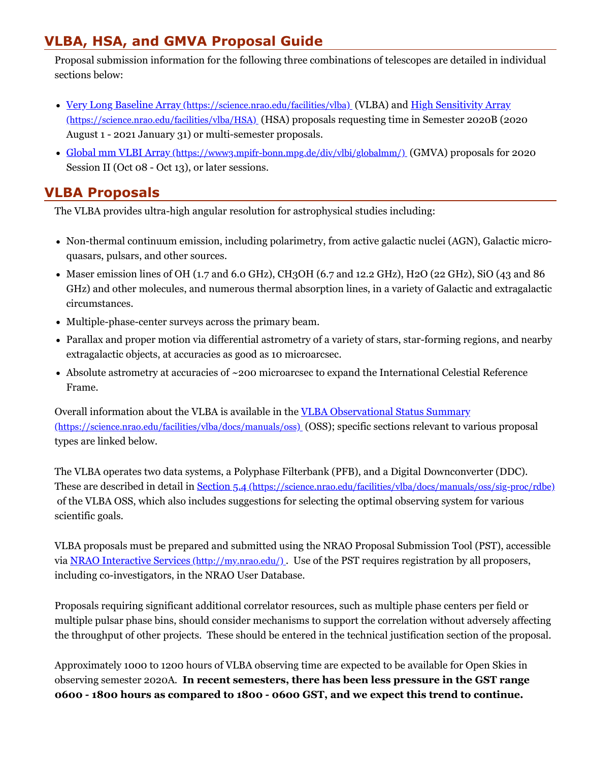## VLBA, HSA, and GMVA Proposal Guide

Proposal submission information for the following three combinations of telescopes are detailed in individual sections below:

- [Very Long Baseline Array (https://science.nrao.edu/facilities/vlba)](https://science.nrao.edu/facilities/vlba) (VLBA) and [High Sensitivity Array (https://science.nrao.edu/facilities/vlba/HSA)](https://science.nrao.edu/facilities/vlba/HSA) (HSA) proposals requesting time in Semester 2020B (2020 August 1 - 2021 January 31) or multi-semester proposals.
- [Global mm VLBI Array (https://www3.mpifr-bonn.mpg.de/div/vlbi/globalmm/)](https://www3.mpifr-bonn.mpg.de/div/vlbi/globalmm/) (GMVA) proposals for 2020 Session II (Oct 08 - Oct 13), or later sessions.

## VLBA Proposals

The VLBA provides ultra-high angular resolution for astrophysical studies including:

- Non-thermal continuum emission, including polarimetry, from active galactic nuclei (AGN), Galactic micro-quasars, pulsars, and other sources.
- Maser emission lines of OH (1.7 and 6.0 GHz), CH3OH (6.7 and 12.2 GHz), H2O (22 GHz), SiO (43 and 86 GHz) and other molecules, and numerous thermal absorption lines, in a variety of Galactic and extragalactic circumstances.
- Multiple-phase-center surveys across the primary beam.
- Parallax and proper motion via differential astrometry of a variety of stars, star-forming regions, and nearby extragalactic objects, at accuracies as good as 10 microarcsec.
- Absolute astrometry at accuracies of ~200 microarcsec to expand the International Celestial Reference Frame.

Overall information about the VLBA is available in the [VLBA Observational Status Summary (https://science.nrao.edu/facilities/vlba/docs/manuals/oss)](https://science.nrao.edu/facilities/vlba/docs/manuals/oss) (OSS); specific sections relevant to various proposal types are linked below.

The VLBA operates two data systems, a Polyphase Filterbank (PFB), and a Digital Downconverter (DDC). These are described in detail in [Section 5.4 (https://science.nrao.edu/facilities/vlba/docs/manuals/oss/sig-proc/rdbe)](https://science.nrao.edu/facilities/vlba/docs/manuals/oss/sig-proc/rdbe) of the VLBA OSS, which also includes suggestions for selecting the optimal observing system for various scientific goals.

VLBA proposals must be prepared and submitted using the NRAO Proposal Submission Tool (PST), accessible via [NRAO Interactive Services (http://my.nrao.edu/)](http://my.nrao.edu/). Use of the PST requires registration by all proposers, including co-investigators, in the NRAO User Database.

Proposals requiring significant additional correlator resources, such as multiple phase centers per field or multiple pulsar phase bins, should consider mechanisms to support the correlation without adversely affecting the throughput of other projects. These should be entered in the technical justification section of the proposal.

Approximately 1000 to 1200 hours of VLBA observing time are expected to be available for Open Skies in observing semester 2020A. **In recent semesters, there has been less pressure in the GST range 0600 - 1800 hours as compared to 1800 - 0600 GST, and we expect this trend to continue.**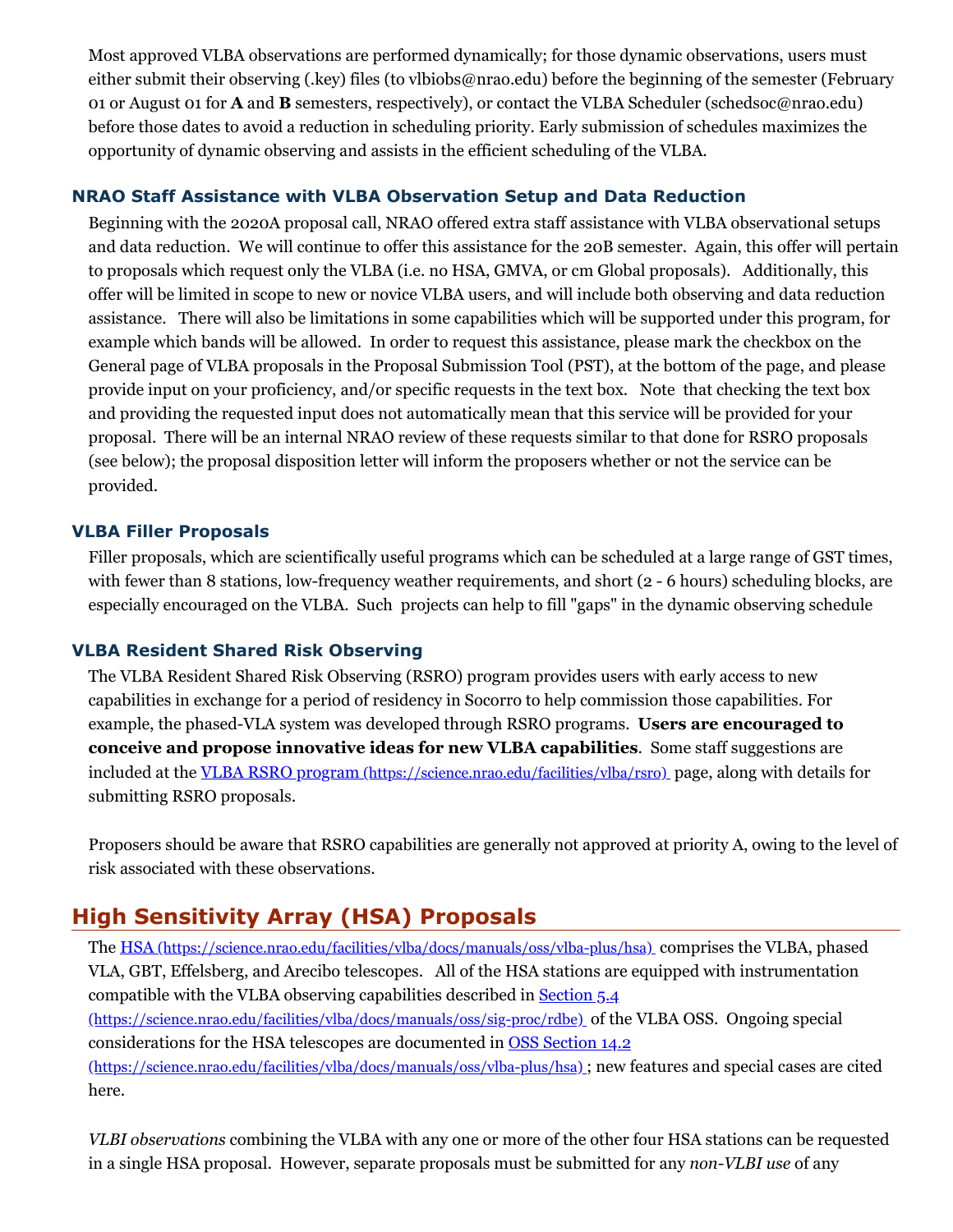Most approved VLBA observations are performed dynamically; for those dynamic observations, users must either submit their observing (.key) files (to vlbiobs@nrao.edu) before the beginning of the semester (February 01 or August 01 for **A** and **B** semesters, respectively), or contact the VLBA Scheduler (schedsoc@nrao.edu) before those dates to avoid a reduction in scheduling priority. Early submission of schedules maximizes the opportunity of dynamic observing and assists in the efficient scheduling of the VLBA.

### NRAO Staff Assistance with VLBA Observation Setup and Data Reduction

Beginning with the 2020A proposal call, NRAO offered extra staff assistance with VLBA observational setups and data reduction. We will continue to offer this assistance for the 20B semester. Again, this offer will pertain to proposals which request only the VLBA (i.e. no HSA, GMVA, or cm Global proposals). Additionally, this offer will be limited in scope to new or novice VLBA users, and will include both observing and data reduction assistance. There will also be limitations in some capabilities which will be supported under this program, for example which bands will be allowed. In order to request this assistance, please mark the checkbox on the General page of VLBA proposals in the Proposal Submission Tool (PST), at the bottom of the page, and please provide input on your proficiency, and/or specific requests in the text box. Note that checking the text box and providing the requested input does not automatically mean that this service will be provided for your proposal. There will be an internal NRAO review of these requests similar to that done for RSRO proposals (see below); the proposal disposition letter will inform the proposers whether or not the service can be provided.

### VLBA Filler Proposals

Filler proposals, which are scientifically useful programs which can be scheduled at a large range of GST times, with fewer than 8 stations, low-frequency weather requirements, and short (2 - 6 hours) scheduling blocks, are especially encouraged on the VLBA. Such projects can help to fill "gaps" in the dynamic observing schedule

### VLBA Resident Shared Risk Observing

The VLBA Resident Shared Risk Observing (RSRO) program provides users with early access to new capabilities in exchange for a period of residency in Socorro to help commission those capabilities. For example, the phased-VLA system was developed through RSRO programs. **Users are encouraged to conceive and propose innovative ideas for new VLBA capabilities**. Some staff suggestions are included at the [VLBA RSRO program (https://science.nrao.edu/facilities/vlba/rsro)](https://science.nrao.edu/facilities/vlba/rsro) page, along with details for submitting RSRO proposals.

Proposers should be aware that RSRO capabilities are generally not approved at priority A, owing to the level of risk associated with these observations.

## High Sensitivity Array (HSA) Proposals

The [HSA (https://science.nrao.edu/facilities/vlba/docs/manuals/oss/vlba-plus/hsa)](https://science.nrao.edu/facilities/vlba/docs/manuals/oss/vlba-plus/hsa) comprises the VLBA, phased VLA, GBT, Effelsberg, and Arecibo telescopes. All of the HSA stations are equipped with instrumentation compatible with the VLBA observing capabilities described in [Section 5.4 (https://science.nrao.edu/facilities/vlba/docs/manuals/oss/sig-proc/rdbe)](https://science.nrao.edu/facilities/vlba/docs/manuals/oss/sig-proc/rdbe) of the VLBA OSS. Ongoing special considerations for the HSA telescopes are documented in [OSS Section 14.2 (https://science.nrao.edu/facilities/vlba/docs/manuals/oss/vlba-plus/hsa)](https://science.nrao.edu/facilities/vlba/docs/manuals/oss/vlba-plus/hsa); new features and special cases are cited here.

*VLBI observations* combining the VLBA with any one or more of the other four HSA stations can be requested in a single HSA proposal. However, separate proposals must be submitted for any *non-VLBI use* of any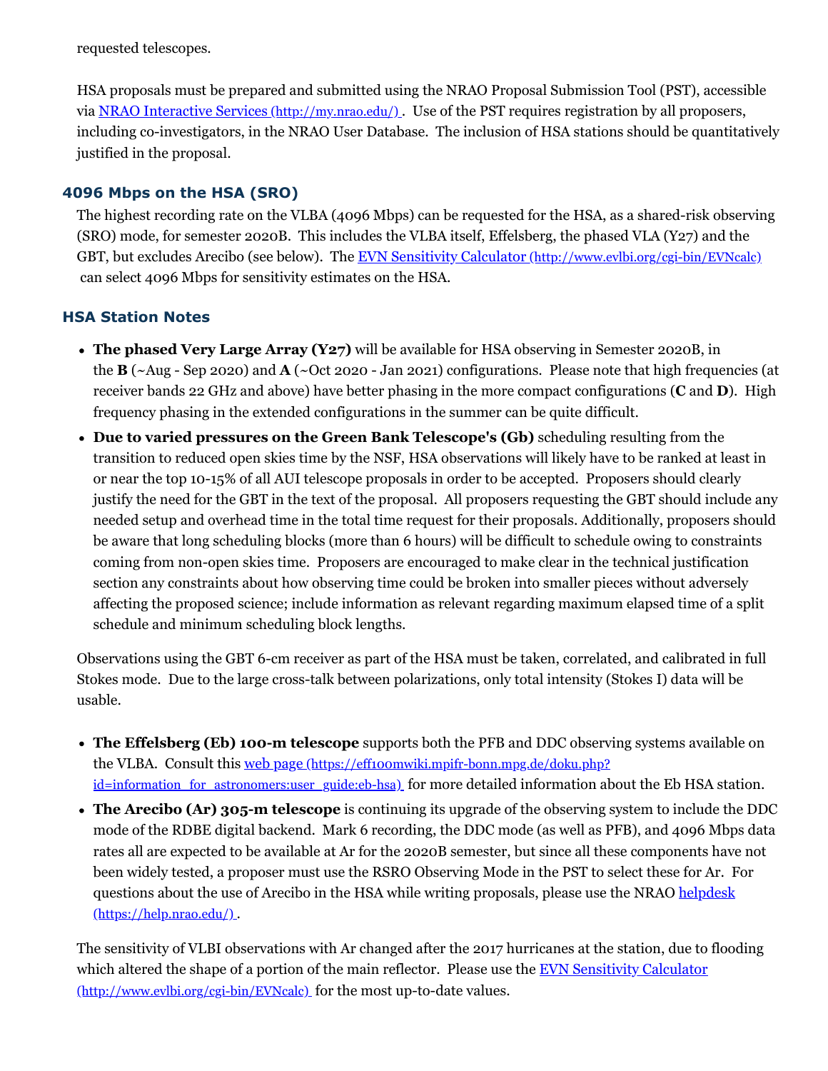requested telescopes.

HSA proposals must be prepared and submitted using the NRAO Proposal Submission Tool (PST), accessible via [NRAO Interactive Services (http://my.nrao.edu/)](http://my.nrao.edu/). Use of the PST requires registration by all proposers, including co-investigators, in the NRAO User Database. The inclusion of HSA stations should be quantitatively justified in the proposal.

### 4096 Mbps on the HSA (SRO)

The highest recording rate on the VLBA (4096 Mbps) can be requested for the HSA, as a shared-risk observing (SRO) mode, for semester 2020B. This includes the VLBA itself, Effelsberg, the phased VLA (Y27) and the GBT, but excludes Arecibo (see below). The [EVN Sensitivity Calculator (http://www.evlbi.org/cgi-bin/EVNcalc)](http://www.evlbi.org/cgi-bin/EVNcalc) can select 4096 Mbps for sensitivity estimates on the HSA.

### HSA Station Notes

- **The phased Very Large Array (Y27)** will be available for HSA observing in Semester 2020B, in the **B** (~Aug - Sep 2020) and **A** (~Oct 2020 - Jan 2021) configurations. Please note that high frequencies (at receiver bands 22 GHz and above) have better phasing in the more compact configurations (**C** and **D**). High frequency phasing in the extended configurations in the summer can be quite difficult.
- **Due to varied pressures on the Green Bank Telescope's (Gb)** scheduling resulting from the transition to reduced open skies time by the NSF, HSA observations will likely have to be ranked at least in or near the top 10-15% of all AUI telescope proposals in order to be accepted. Proposers should clearly justify the need for the GBT in the text of the proposal. All proposers requesting the GBT should include any needed setup and overhead time in the total time request for their proposals. Additionally, proposers should be aware that long scheduling blocks (more than 6 hours) will be difficult to schedule owing to constraints coming from non-open skies time. Proposers are encouraged to make clear in the technical justification section any constraints about how observing time could be broken into smaller pieces without adversely affecting the proposed science; include information as relevant regarding maximum elapsed time of a split schedule and minimum scheduling block lengths.

Observations using the GBT 6-cm receiver as part of the HSA must be taken, correlated, and calibrated in full Stokes mode. Due to the large cross-talk between polarizations, only total intensity (Stokes I) data will be usable.

- **The Effelsberg (Eb) 100-m telescope** supports both the PFB and DDC observing systems available on the VLBA. Consult this [web page (https://eff100mwiki.mpifr-bonn.mpg.de/doku.php?id=information_for_astronomers:user_guide:eb-hsa)](https://eff100mwiki.mpifr-bonn.mpg.de/doku.php?id=information_for_astronomers:user_guide:eb-hsa) for more detailed information about the Eb HSA station.
- **The Arecibo (Ar) 305-m telescope** is continuing its upgrade of the observing system to include the DDC mode of the RDBE digital backend. Mark 6 recording, the DDC mode (as well as PFB), and 4096 Mbps data rates all are expected to be available at Ar for the 2020B semester, but since all these components have not been widely tested, a proposer must use the RSRO Observing Mode in the PST to select these for Ar. For questions about the use of Arecibo in the HSA while writing proposals, please use the NRAO [helpdesk (https://help.nrao.edu/)](https://help.nrao.edu/).

The sensitivity of VLBI observations with Ar changed after the 2017 hurricanes at the station, due to flooding which altered the shape of a portion of the main reflector. Please use the [EVN Sensitivity Calculator (http://www.evlbi.org/cgi-bin/EVNcalc)](http://www.evlbi.org/cgi-bin/EVNcalc) for the most up-to-date values.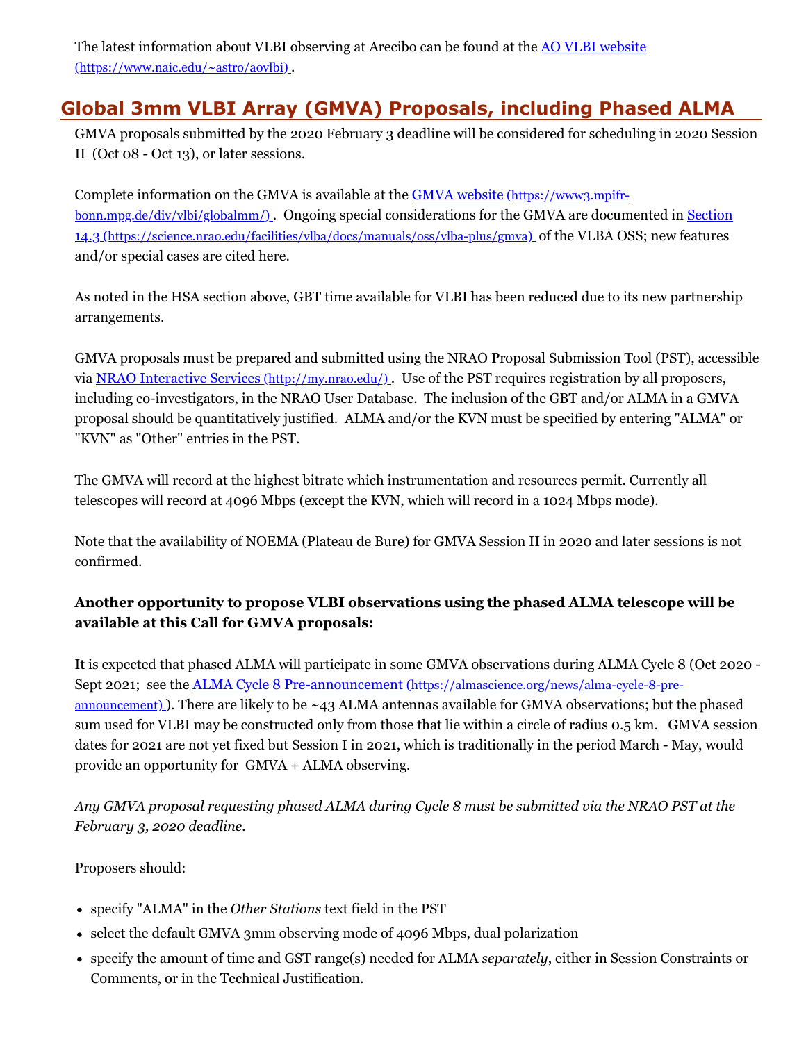The latest information about VLBI observing at Arecibo can be found at the [AO VLBI website (https://www.naic.edu/~astro/aovlbi)](https://www.naic.edu/~astro/aovlbi).

## Global 3mm VLBI Array (GMVA) Proposals, including Phased ALMA

GMVA proposals submitted by the 2020 February 3 deadline will be considered for scheduling in 2020 Session II (Oct 08 - Oct 13), or later sessions.

Complete information on the GMVA is available at the [GMVA website (https://www3.mpifr-bonn.mpg.de/div/vlbi/globalmm/)](https://www3.mpifr-bonn.mpg.de/div/vlbi/globalmm/). Ongoing special considerations for the GMVA are documented in [Section 14.3 (https://science.nrao.edu/facilities/vlba/docs/manuals/oss/vlba-plus/gmva)](https://science.nrao.edu/facilities/vlba/docs/manuals/oss/vlba-plus/gmva) of the VLBA OSS; new features and/or special cases are cited here.

As noted in the HSA section above, GBT time available for VLBI has been reduced due to its new partnership arrangements.

GMVA proposals must be prepared and submitted using the NRAO Proposal Submission Tool (PST), accessible via [NRAO Interactive Services (http://my.nrao.edu/)](http://my.nrao.edu/). Use of the PST requires registration by all proposers, including co-investigators, in the NRAO User Database. The inclusion of the GBT and/or ALMA in a GMVA proposal should be quantitatively justified. ALMA and/or the KVN must be specified by entering "ALMA" or "KVN" as "Other" entries in the PST.

The GMVA will record at the highest bitrate which instrumentation and resources permit. Currently all telescopes will record at 4096 Mbps (except the KVN, which will record in a 1024 Mbps mode).

Note that the availability of NOEMA (Plateau de Bure) for GMVA Session II in 2020 and later sessions is not confirmed.

**Another opportunity to propose VLBI observations using the phased ALMA telescope will be available at this Call for GMVA proposals:**

It is expected that phased ALMA will participate in some GMVA observations during ALMA Cycle 8 (Oct 2020 - Sept 2021; see the [ALMA Cycle 8 Pre-announcement (https://almascience.org/news/alma-cycle-8-pre-announcement)](https://almascience.org/news/alma-cycle-8-pre-announcement)). There are likely to be ~43 ALMA antennas available for GMVA observations; but the phased sum used for VLBI may be constructed only from those that lie within a circle of radius 0.5 km. GMVA session dates for 2021 are not yet fixed but Session I in 2021, which is traditionally in the period March - May, would provide an opportunity for GMVA + ALMA observing.

*Any GMVA proposal requesting phased ALMA during Cycle 8 must be submitted via the NRAO PST at the February 3, 2020 deadline.*

Proposers should:

- specify "ALMA" in the *Other Stations* text field in the PST
- select the default GMVA 3mm observing mode of 4096 Mbps, dual polarization
- specify the amount of time and GST range(s) needed for ALMA *separately*, either in Session Constraints or Comments, or in the Technical Justification.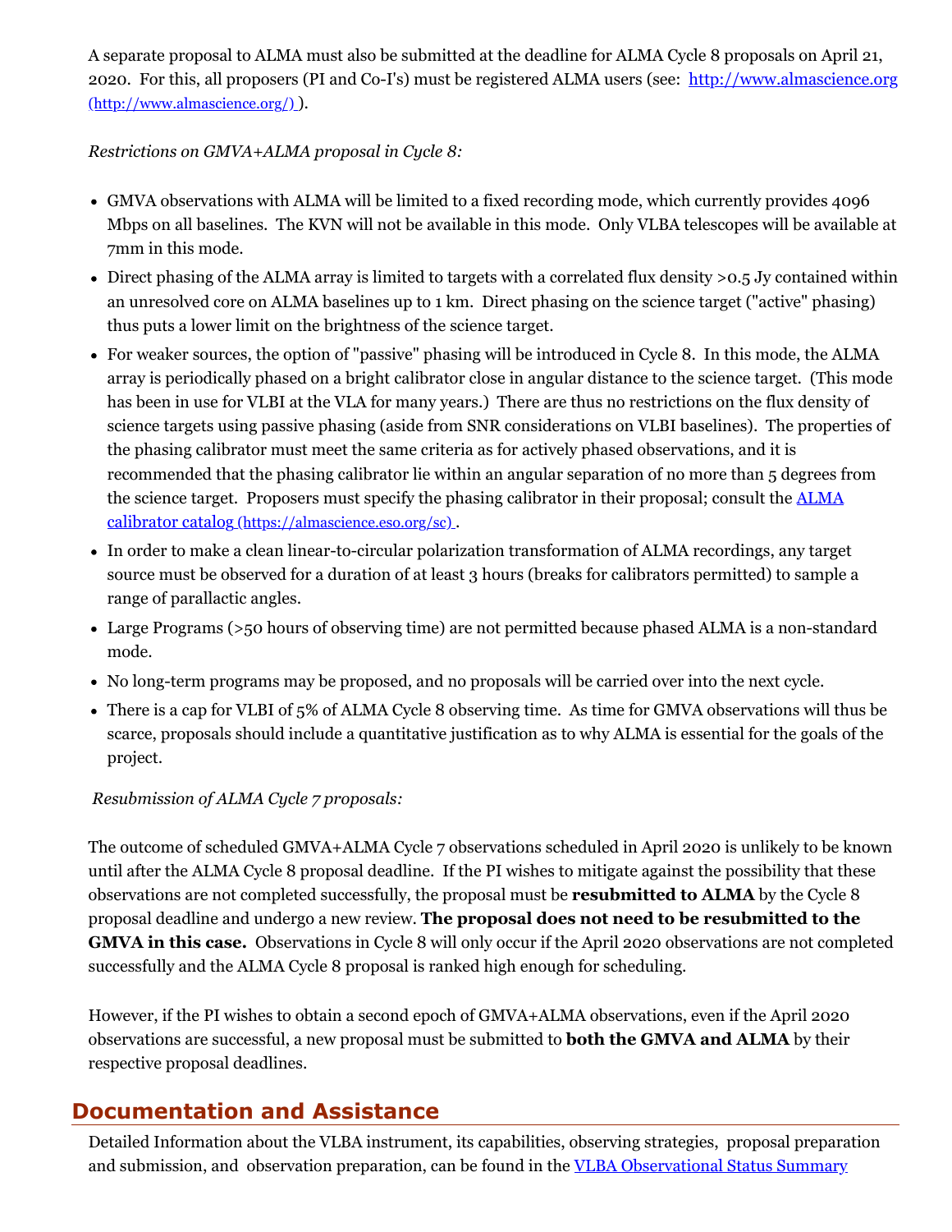A separate proposal to ALMA must also be submitted at the deadline for ALMA Cycle 8 proposals on April 21, 2020. For this, all proposers (PI and Co-I's) must be registered ALMA users (see: [http://www.almascience.org (http://www.almascience.org/)](http://www.almascience.org/) ).

*Restrictions on GMVA+ALMA proposal in Cycle 8:*

- GMVA observations with ALMA will be limited to a fixed recording mode, which currently provides 4096 Mbps on all baselines. The KVN will not be available in this mode. Only VLBA telescopes will be available at 7mm in this mode.
- Direct phasing of the ALMA array is limited to targets with a correlated flux density >0.5 Jy contained within an unresolved core on ALMA baselines up to 1 km. Direct phasing on the science target ("active" phasing) thus puts a lower limit on the brightness of the science target.
- For weaker sources, the option of "passive" phasing will be introduced in Cycle 8. In this mode, the ALMA array is periodically phased on a bright calibrator close in angular distance to the science target. (This mode has been in use for VLBI at the VLA for many years.) There are thus no restrictions on the flux density of science targets using passive phasing (aside from SNR considerations on VLBI baselines). The properties of the phasing calibrator must meet the same criteria as for actively phased observations, and it is recommended that the phasing calibrator lie within an angular separation of no more than 5 degrees from the science target. Proposers must specify the phasing calibrator in their proposal; consult the [ALMA calibrator catalog (https://almascience.eso.org/sc)](https://almascience.eso.org/sc) .
- In order to make a clean linear-to-circular polarization transformation of ALMA recordings, any target source must be observed for a duration of at least 3 hours (breaks for calibrators permitted) to sample a range of parallactic angles.
- Large Programs (>50 hours of observing time) are not permitted because phased ALMA is a non-standard mode.
- No long-term programs may be proposed, and no proposals will be carried over into the next cycle.
- There is a cap for VLBI of 5% of ALMA Cycle 8 observing time. As time for GMVA observations will thus be scarce, proposals should include a quantitative justification as to why ALMA is essential for the goals of the project.

*Resubmission of ALMA Cycle 7 proposals:*

The outcome of scheduled GMVA+ALMA Cycle 7 observations scheduled in April 2020 is unlikely to be known until after the ALMA Cycle 8 proposal deadline. If the PI wishes to mitigate against the possibility that these observations are not completed successfully, the proposal must be **resubmitted to ALMA** by the Cycle 8 proposal deadline and undergo a new review. **The proposal does not need to be resubmitted to the GMVA in this case.** Observations in Cycle 8 will only occur if the April 2020 observations are not completed successfully and the ALMA Cycle 8 proposal is ranked high enough for scheduling.

However, if the PI wishes to obtain a second epoch of GMVA+ALMA observations, even if the April 2020 observations are successful, a new proposal must be submitted to **both the GMVA and ALMA** by their respective proposal deadlines.

## Documentation and Assistance

Detailed Information about the VLBA instrument, its capabilities, observing strategies, proposal preparation and submission, and observation preparation, can be found in the VLBA Observational Status Summary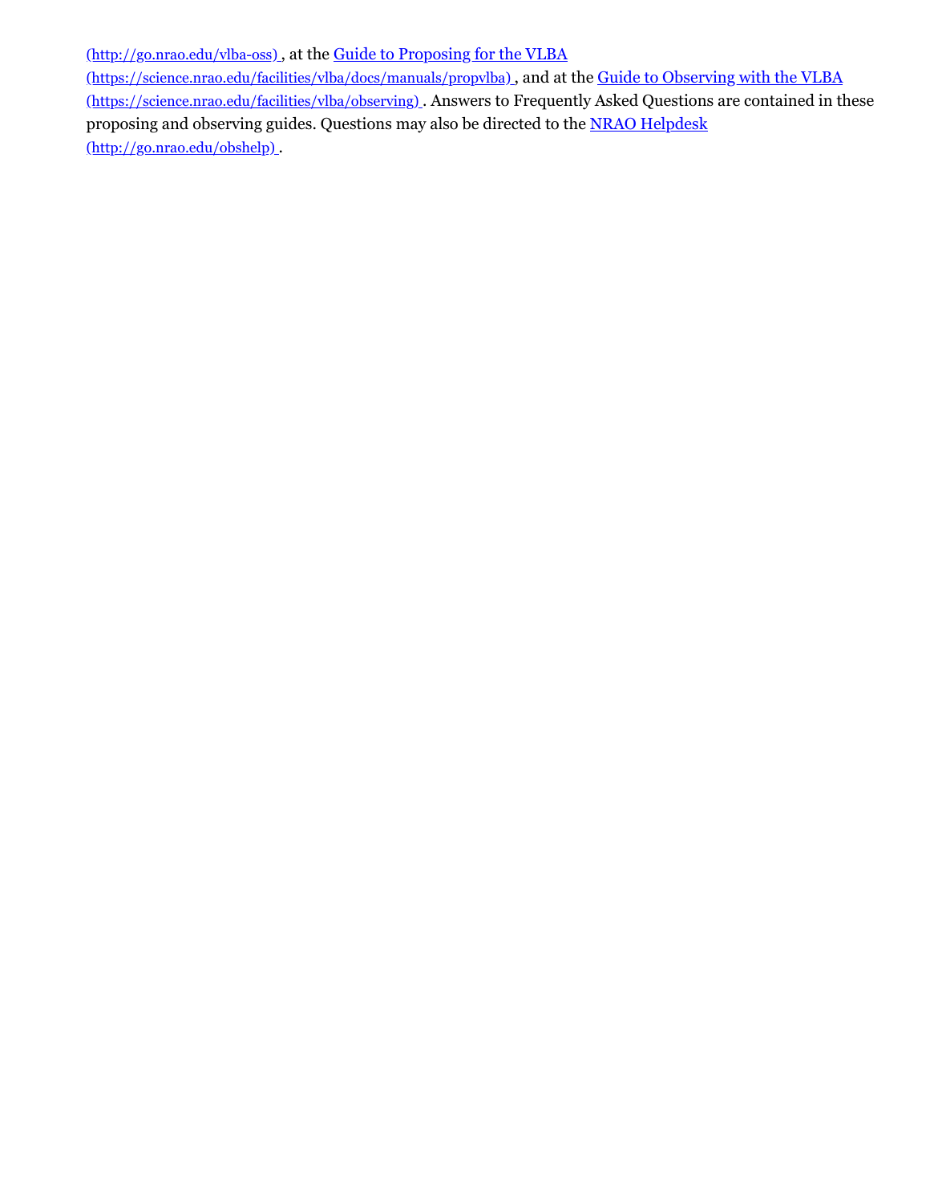(http://go.nrao.edu/vlba-oss) , at the Guide to Proposing for the VLBA (https://science.nrao.edu/facilities/vlba/docs/manuals/propvlba) , and at the Guide to Observing with the VLBA (https://science.nrao.edu/facilities/vlba/observing) . Answers to Frequently Asked Questions are contained in these proposing and observing guides. Questions may also be directed to the NRAO Helpdesk (http://go.nrao.edu/obshelp) .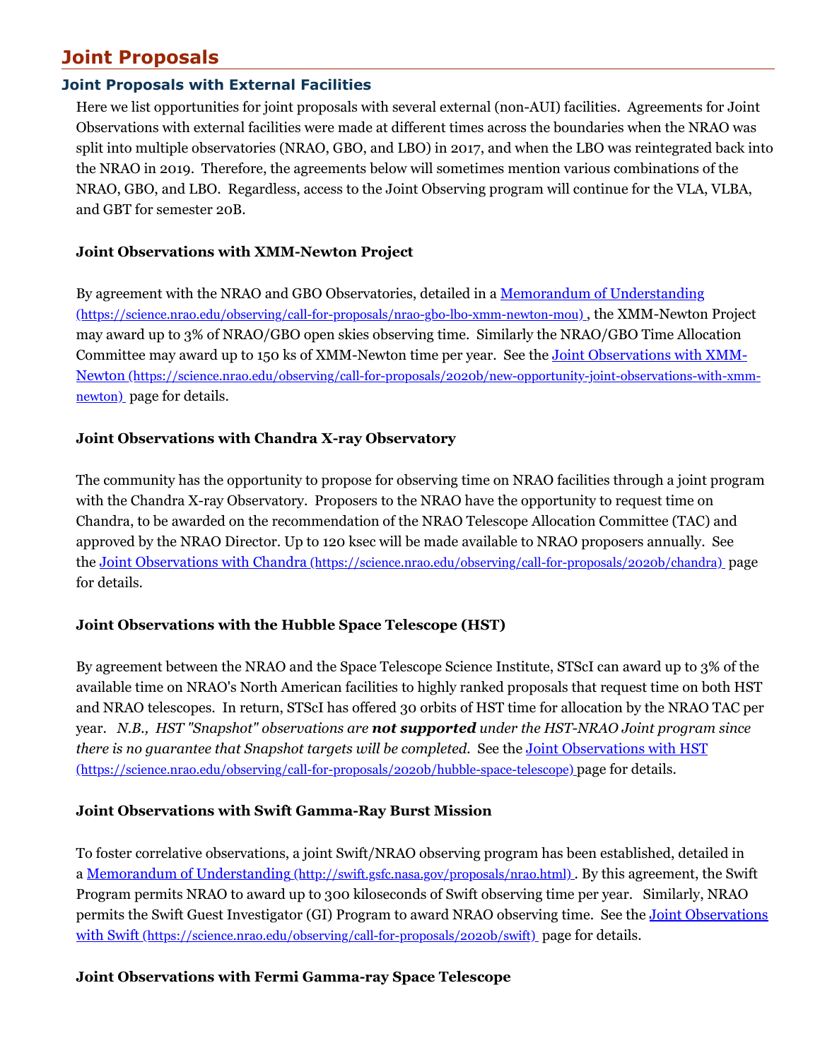# Joint Proposals

## Joint Proposals with External Facilities

Here we list opportunities for joint proposals with several external (non-AUI) facilities. Agreements for Joint Observations with external facilities were made at different times across the boundaries when the NRAO was split into multiple observatories (NRAO, GBO, and LBO) in 2017, and when the LBO was reintegrated back into the NRAO in 2019. Therefore, the agreements below will sometimes mention various combinations of the NRAO, GBO, and LBO. Regardless, access to the Joint Observing program will continue for the VLA, VLBA, and GBT for semester 20B.

### Joint Observations with XMM-Newton Project

By agreement with the NRAO and GBO Observatories, detailed in a [Memorandum of Understanding (https://science.nrao.edu/observing/call-for-proposals/nrao-gbo-lbo-xmm-newton-mou)](https://science.nrao.edu/observing/call-for-proposals/nrao-gbo-lbo-xmm-newton-mou), the XMM-Newton Project may award up to 3% of NRAO/GBO open skies observing time. Similarly the NRAO/GBO Time Allocation Committee may award up to 150 ks of XMM-Newton time per year. See the [Joint Observations with XMM-Newton (https://science.nrao.edu/observing/call-for-proposals/2020b/new-opportunity-joint-observations-with-xmm-newton)](https://science.nrao.edu/observing/call-for-proposals/2020b/new-opportunity-joint-observations-with-xmm-newton) page for details.

### Joint Observations with Chandra X-ray Observatory

The community has the opportunity to propose for observing time on NRAO facilities through a joint program with the Chandra X-ray Observatory. Proposers to the NRAO have the opportunity to request time on Chandra, to be awarded on the recommendation of the NRAO Telescope Allocation Committee (TAC) and approved by the NRAO Director. Up to 120 ksec will be made available to NRAO proposers annually. See the [Joint Observations with Chandra (https://science.nrao.edu/observing/call-for-proposals/2020b/chandra)](https://science.nrao.edu/observing/call-for-proposals/2020b/chandra) page for details.

### Joint Observations with the Hubble Space Telescope (HST)

By agreement between the NRAO and the Space Telescope Science Institute, STScI can award up to 3% of the available time on NRAO's North American facilities to highly ranked proposals that request time on both HST and NRAO telescopes. In return, STScI has offered 30 orbits of HST time for allocation by the NRAO TAC per year. *N.B., HST "Snapshot" observations are **not supported** under the HST-NRAO Joint program since there is no guarantee that Snapshot targets will be completed.* See the [Joint Observations with HST (https://science.nrao.edu/observing/call-for-proposals/2020b/hubble-space-telescope)](https://science.nrao.edu/observing/call-for-proposals/2020b/hubble-space-telescope) page for details.

### Joint Observations with Swift Gamma-Ray Burst Mission

To foster correlative observations, a joint Swift/NRAO observing program has been established, detailed in a [Memorandum of Understanding (http://swift.gsfc.nasa.gov/proposals/nrao.html)](http://swift.gsfc.nasa.gov/proposals/nrao.html). By this agreement, the Swift Program permits NRAO to award up to 300 kiloseconds of Swift observing time per year. Similarly, NRAO permits the Swift Guest Investigator (GI) Program to award NRAO observing time. See the [Joint Observations with Swift (https://science.nrao.edu/observing/call-for-proposals/2020b/swift)](https://science.nrao.edu/observing/call-for-proposals/2020b/swift) page for details.

### Joint Observations with Fermi Gamma-ray Space Telescope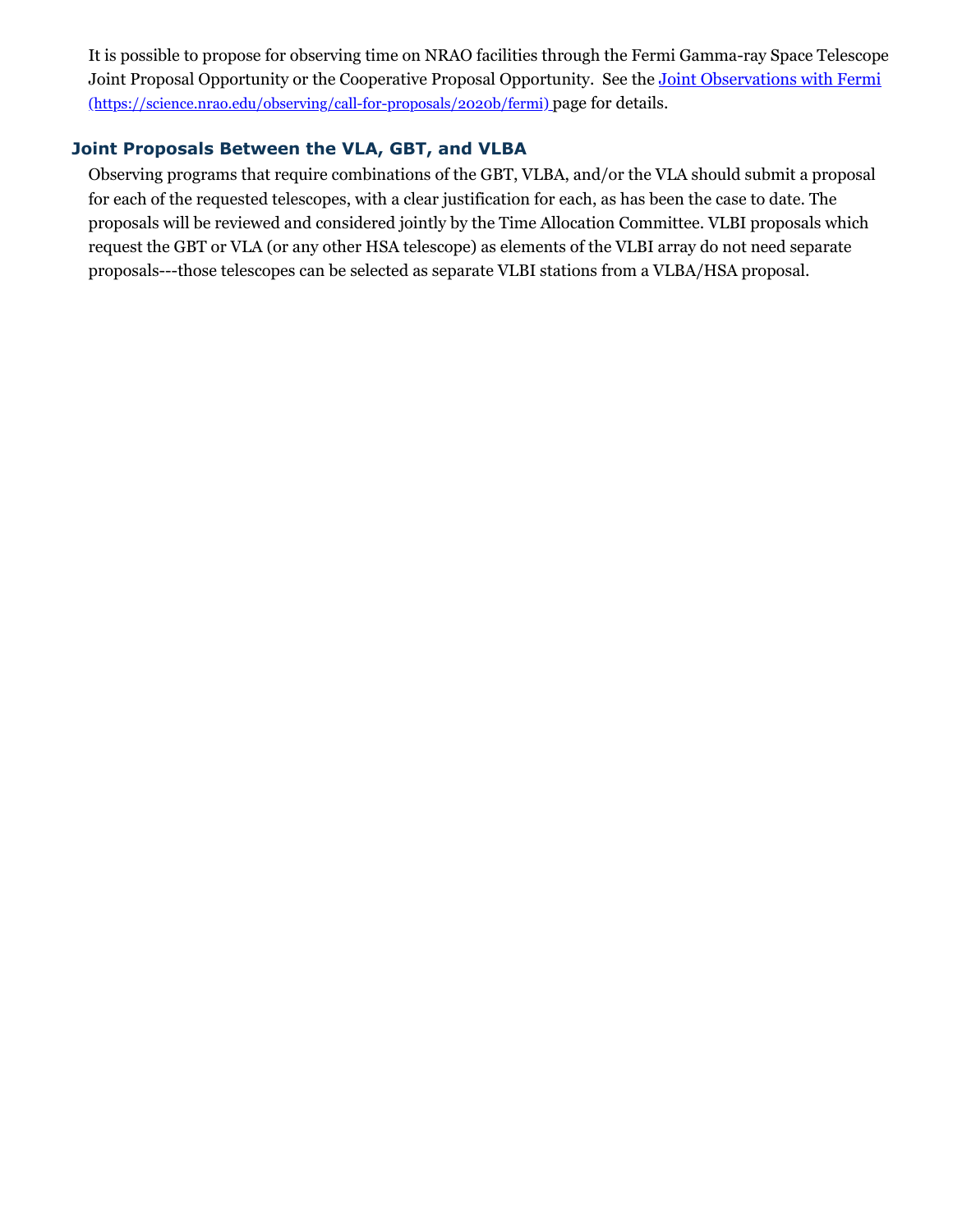It is possible to propose for observing time on NRAO facilities through the Fermi Gamma-ray Space Telescope Joint Proposal Opportunity or the Cooperative Proposal Opportunity.  See the [Joint Observations with Fermi](https://science.nrao.edu/observing/call-for-proposals/2020b/fermi) (https://science.nrao.edu/observing/call-for-proposals/2020b/fermi) page for details.

### Joint Proposals Between the VLA, GBT, and VLBA

Observing programs that require combinations of the GBT, VLBA, and/or the VLA should submit a proposal for each of the requested telescopes, with a clear justification for each, as has been the case to date. The proposals will be reviewed and considered jointly by the Time Allocation Committee. VLBI proposals which request the GBT or VLA (or any other HSA telescope) as elements of the VLBI array do not need separate proposals---those telescopes can be selected as separate VLBI stations from a VLBA/HSA proposal.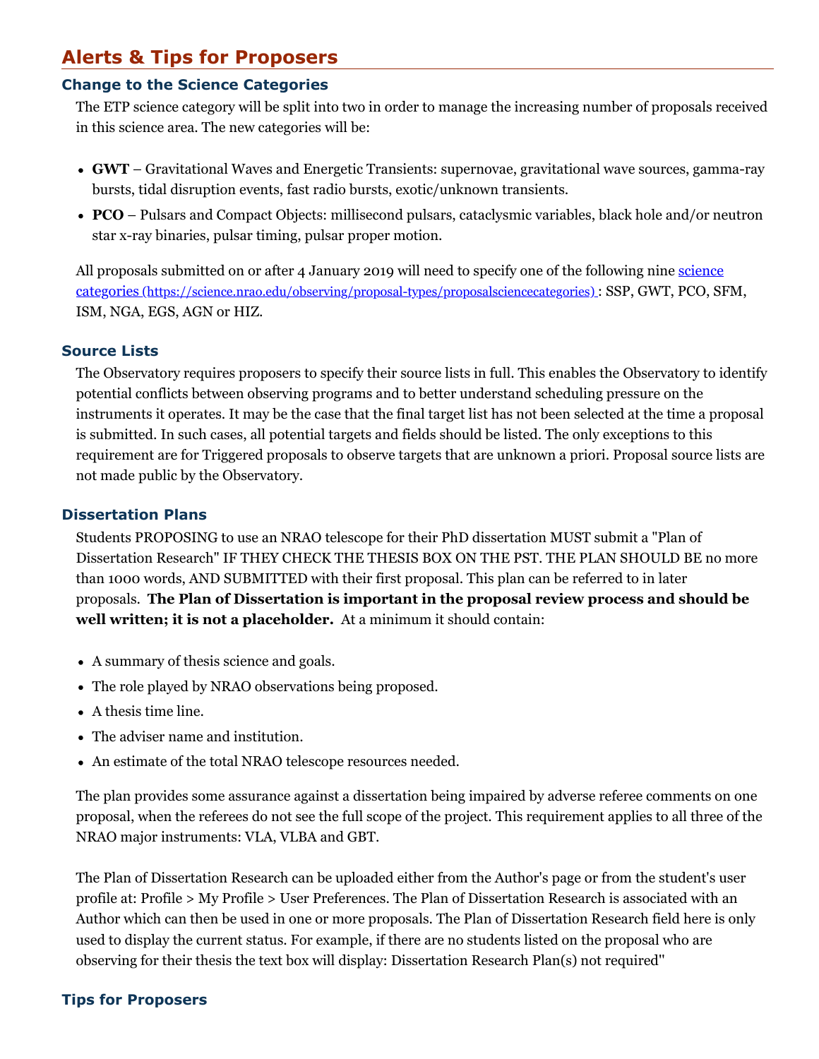## Alerts & Tips for Proposers

### Change to the Science Categories

The ETP science category will be split into two in order to manage the increasing number of proposals received in this science area. The new categories will be:

- **GWT** – Gravitational Waves and Energetic Transients: supernovae, gravitational wave sources, gamma-ray bursts, tidal disruption events, fast radio bursts, exotic/unknown transients.
- **PCO** – Pulsars and Compact Objects: millisecond pulsars, cataclysmic variables, black hole and/or neutron star x-ray binaries, pulsar timing, pulsar proper motion.

All proposals submitted on or after 4 January 2019 will need to specify one of the following nine [science categories (https://science.nrao.edu/observing/proposal-types/proposalsciencecategories)](https://science.nrao.edu/observing/proposal-types/proposalsciencecategories) : SSP, GWT, PCO, SFM, ISM, NGA, EGS, AGN or HIZ.

### Source Lists

The Observatory requires proposers to specify their source lists in full. This enables the Observatory to identify potential conflicts between observing programs and to better understand scheduling pressure on the instruments it operates. It may be the case that the final target list has not been selected at the time a proposal is submitted. In such cases, all potential targets and fields should be listed. The only exceptions to this requirement are for Triggered proposals to observe targets that are unknown a priori. Proposal source lists are not made public by the Observatory.

### Dissertation Plans

Students PROPOSING to use an NRAO telescope for their PhD dissertation MUST submit a "Plan of Dissertation Research" IF THEY CHECK THE THESIS BOX ON THE PST. THE PLAN SHOULD BE no more than 1000 words, AND SUBMITTED with their first proposal. This plan can be referred to in later proposals. **The Plan of Dissertation is important in the proposal review process and should be well written; it is not a placeholder.** At a minimum it should contain:

- A summary of thesis science and goals.
- The role played by NRAO observations being proposed.
- A thesis time line.
- The adviser name and institution.
- An estimate of the total NRAO telescope resources needed.

The plan provides some assurance against a dissertation being impaired by adverse referee comments on one proposal, when the referees do not see the full scope of the project. This requirement applies to all three of the NRAO major instruments: VLA, VLBA and GBT.

The Plan of Dissertation Research can be uploaded either from the Author's page or from the student's user profile at: Profile > My Profile > User Preferences. The Plan of Dissertation Research is associated with an Author which can then be used in one or more proposals. The Plan of Dissertation Research field here is only used to display the current status. For example, if there are no students listed on the proposal who are observing for their thesis the text box will display: Dissertation Research Plan(s) not required"

### Tips for Proposers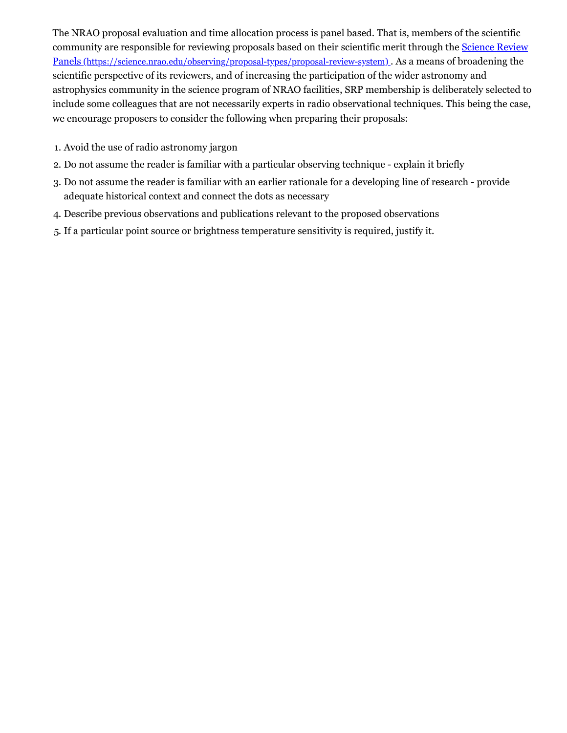The NRAO proposal evaluation and time allocation process is panel based. That is, members of the scientific community are responsible for reviewing proposals based on their scientific merit through the [Science Review Panels (https://science.nrao.edu/observing/proposal-types/proposal-review-system)](https://science.nrao.edu/observing/proposal-types/proposal-review-system). As a means of broadening the scientific perspective of its reviewers, and of increasing the participation of the wider astronomy and astrophysics community in the science program of NRAO facilities, SRP membership is deliberately selected to include some colleagues that are not necessarily experts in radio observational techniques. This being the case, we encourage proposers to consider the following when preparing their proposals:

1. Avoid the use of radio astronomy jargon
2. Do not assume the reader is familiar with a particular observing technique - explain it briefly
3. Do not assume the reader is familiar with an earlier rationale for a developing line of research - provide adequate historical context and connect the dots as necessary
4. Describe previous observations and publications relevant to the proposed observations
5. If a particular point source or brightness temperature sensitivity is required, justify it.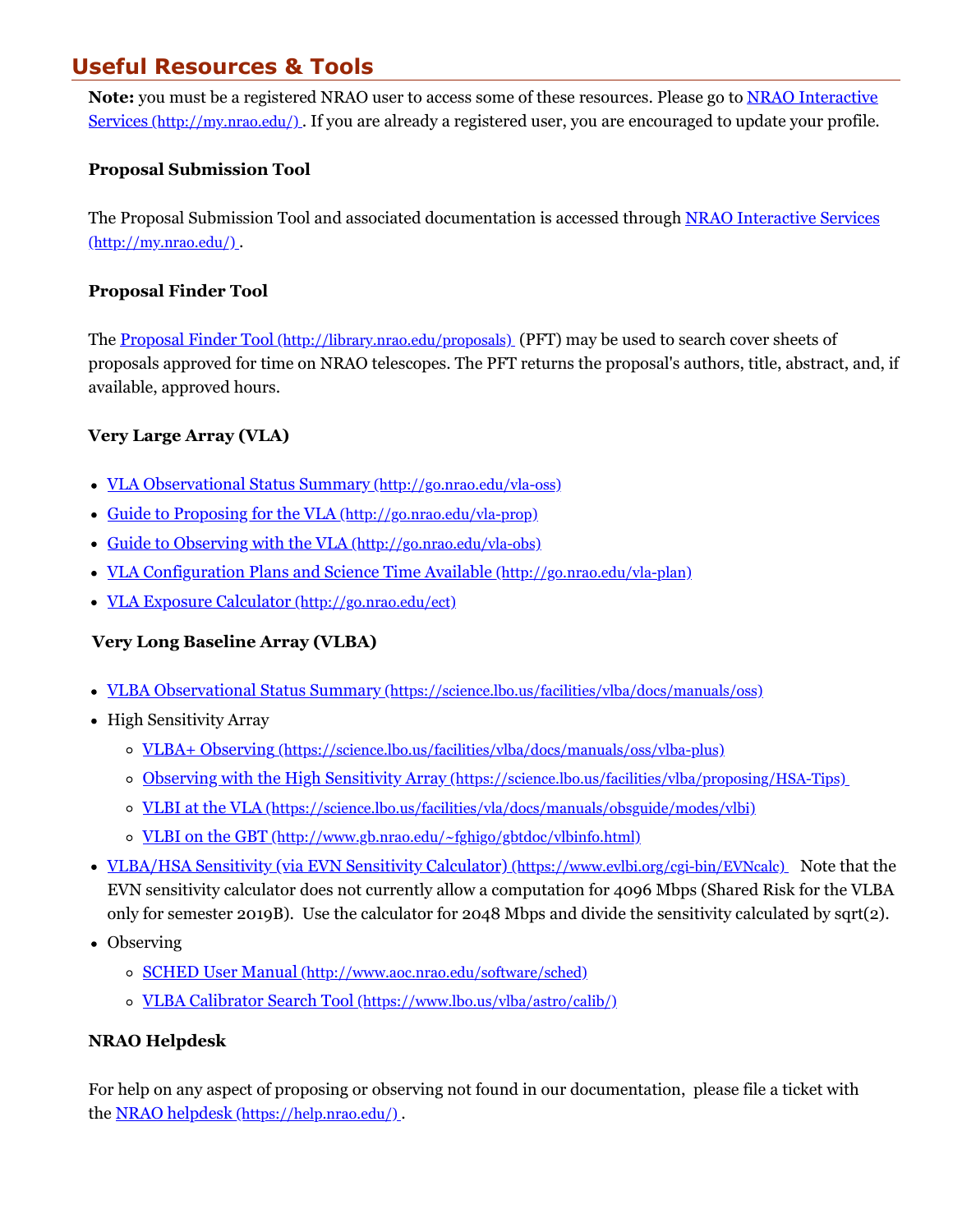## Useful Resources & Tools

**Note:** you must be a registered NRAO user to access some of these resources. Please go to [NRAO Interactive Services (http://my.nrao.edu/)](http://my.nrao.edu/). If you are already a registered user, you are encouraged to update your profile.

**Proposal Submission Tool**

The Proposal Submission Tool and associated documentation is accessed through [NRAO Interactive Services (http://my.nrao.edu/)](http://my.nrao.edu/).

**Proposal Finder Tool**

The [Proposal Finder Tool (http://library.nrao.edu/proposals)](http://library.nrao.edu/proposals) (PFT) may be used to search cover sheets of proposals approved for time on NRAO telescopes. The PFT returns the proposal's authors, title, abstract, and, if available, approved hours.

**Very Large Array (VLA)**

- [VLA Observational Status Summary (http://go.nrao.edu/vla-oss)](http://go.nrao.edu/vla-oss)
- [Guide to Proposing for the VLA (http://go.nrao.edu/vla-prop)](http://go.nrao.edu/vla-prop)
- [Guide to Observing with the VLA (http://go.nrao.edu/vla-obs)](http://go.nrao.edu/vla-obs)
- [VLA Configuration Plans and Science Time Available (http://go.nrao.edu/vla-plan)](http://go.nrao.edu/vla-plan)
- [VLA Exposure Calculator (http://go.nrao.edu/ect)](http://go.nrao.edu/ect)

**Very Long Baseline Array (VLBA)**

- [VLBA Observational Status Summary (https://science.lbo.us/facilities/vlba/docs/manuals/oss)](https://science.lbo.us/facilities/vlba/docs/manuals/oss)
- High Sensitivity Array
  - [VLBA+ Observing (https://science.lbo.us/facilities/vlba/docs/manuals/oss/vlba-plus)](https://science.lbo.us/facilities/vlba/docs/manuals/oss/vlba-plus)
  - [Observing with the High Sensitivity Array (https://science.lbo.us/facilities/vlba/proposing/HSA-Tips)](https://science.lbo.us/facilities/vlba/proposing/HSA-Tips)
  - [VLBI at the VLA (https://science.lbo.us/facilities/vla/docs/manuals/obsguide/modes/vlbi)](https://science.lbo.us/facilities/vla/docs/manuals/obsguide/modes/vlbi)
  - [VLBI on the GBT (http://www.gb.nrao.edu/~fghigo/gbtdoc/vlbinfo.html)](http://www.gb.nrao.edu/~fghigo/gbtdoc/vlbinfo.html)
- [VLBA/HSA Sensitivity (via EVN Sensitivity Calculator) (https://www.evlbi.org/cgi-bin/EVNcalc)](https://www.evlbi.org/cgi-bin/EVNcalc) Note that the EVN sensitivity calculator does not currently allow a computation for 4096 Mbps (Shared Risk for the VLBA only for semester 2019B). Use the calculator for 2048 Mbps and divide the sensitivity calculated by sqrt(2).
- Observing
  - [SCHED User Manual (http://www.aoc.nrao.edu/software/sched)](http://www.aoc.nrao.edu/software/sched)
  - [VLBA Calibrator Search Tool (https://www.lbo.us/vlba/astro/calib/)](https://www.lbo.us/vlba/astro/calib/)

**NRAO Helpdesk**

For help on any aspect of proposing or observing not found in our documentation, please file a ticket with the [NRAO helpdesk (https://help.nrao.edu/)](https://help.nrao.edu/).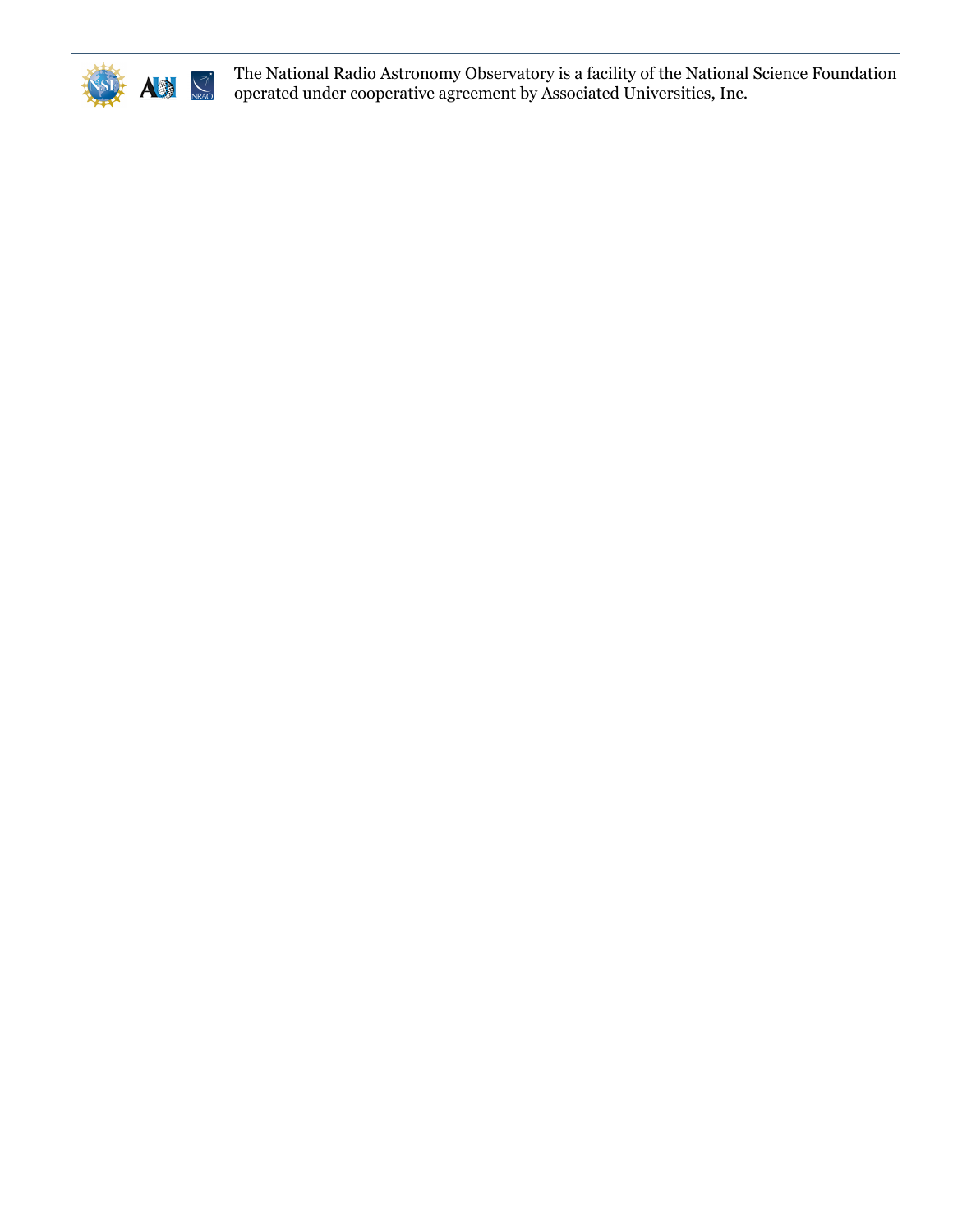The National Radio Astronomy Observatory is a facility of the National Science Foundation operated under cooperative agreement by Associated Universities, Inc.